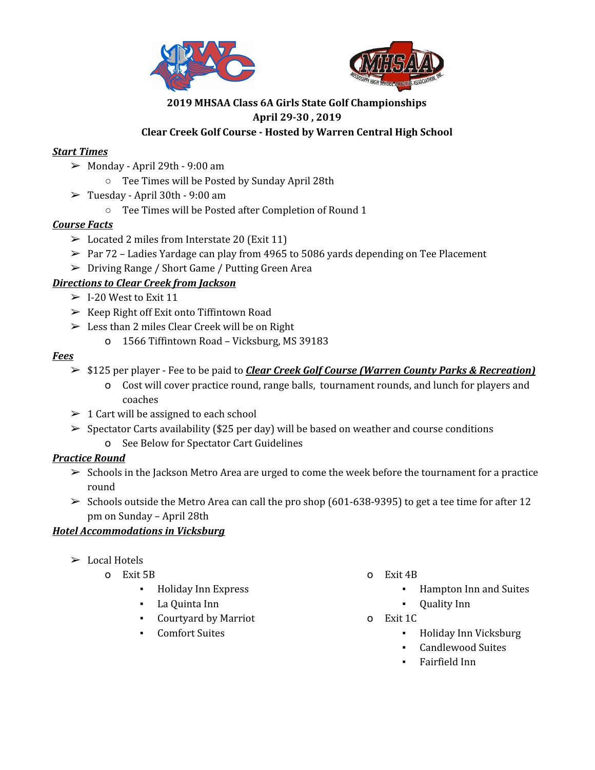**2019 MHSAA Class 6A Girls State Golf Championships**
**April 29-30 , 2019**
**Clear Creek Golf Course - Hosted by Warren Central High School**

***Start Times***

- Monday - April 29th - 9:00 am
  - Tee Times will be Posted by Sunday April 28th
- Tuesday - April 30th - 9:00 am
  - Tee Times will be Posted after Completion of Round 1

***Course Facts***

- Located 2 miles from Interstate 20 (Exit 11)
- Par 72 – Ladies Yardage can play from 4965 to 5086 yards depending on Tee Placement
- Driving Range / Short Game / Putting Green Area

***Directions to Clear Creek from Jackson***

- I-20 West to Exit 11
- Keep Right off Exit onto Tiffintown Road
- Less than 2 miles Clear Creek will be on Right
  - 1566 Tiffintown Road – Vicksburg, MS 39183

***Fees***

- $125 per player - Fee to be paid to ***Clear Creek Golf Course (Warren County Parks & Recreation)***
  - Cost will cover practice round, range balls, tournament rounds, and lunch for players and coaches
- 1 Cart will be assigned to each school
- Spectator Carts availability ($25 per day) will be based on weather and course conditions
  - See Below for Spectator Cart Guidelines

***Practice Round***

- Schools in the Jackson Metro Area are urged to come the week before the tournament for a practice round
- Schools outside the Metro Area can call the pro shop (601-638-9395) to get a tee time for after 12 pm on Sunday – April 28th

***Hotel Accommodations in Vicksburg***

- Local Hotels
  - Exit 5B
    - Holiday Inn Express
    - La Quinta Inn
    - Courtyard by Marriot
    - Comfort Suites
  - Exit 4B
    - Hampton Inn and Suites
    - Quality Inn
  - Exit 1C
    - Holiday Inn Vicksburg
    - Candlewood Suites
    - Fairfield Inn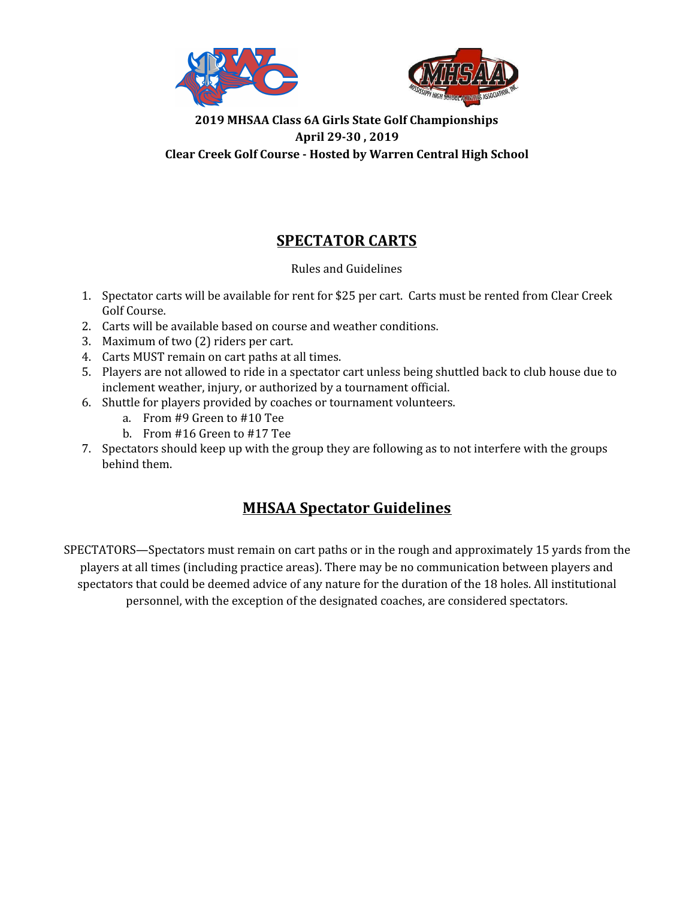**2019 MHSAA Class 6A Girls State Golf Championships**
**April 29-30 , 2019**
**Clear Creek Golf Course - Hosted by Warren Central High School**

## SPECTATOR CARTS

Rules and Guidelines

1. Spectator carts will be available for rent for $25 per cart. Carts must be rented from Clear Creek Golf Course.
2. Carts will be available based on course and weather conditions.
3. Maximum of two (2) riders per cart.
4. Carts MUST remain on cart paths at all times.
5. Players are not allowed to ride in a spectator cart unless being shuttled back to club house due to inclement weather, injury, or authorized by a tournament official.
6. Shuttle for players provided by coaches or tournament volunteers.
   a. From #9 Green to #10 Tee
   b. From #16 Green to #17 Tee
7. Spectators should keep up with the group they are following as to not interfere with the groups behind them.

## MHSAA Spectator Guidelines

SPECTATORS—Spectators must remain on cart paths or in the rough and approximately 15 yards from the players at all times (including practice areas). There may be no communication between players and spectators that could be deemed advice of any nature for the duration of the 18 holes. All institutional personnel, with the exception of the designated coaches, are considered spectators.